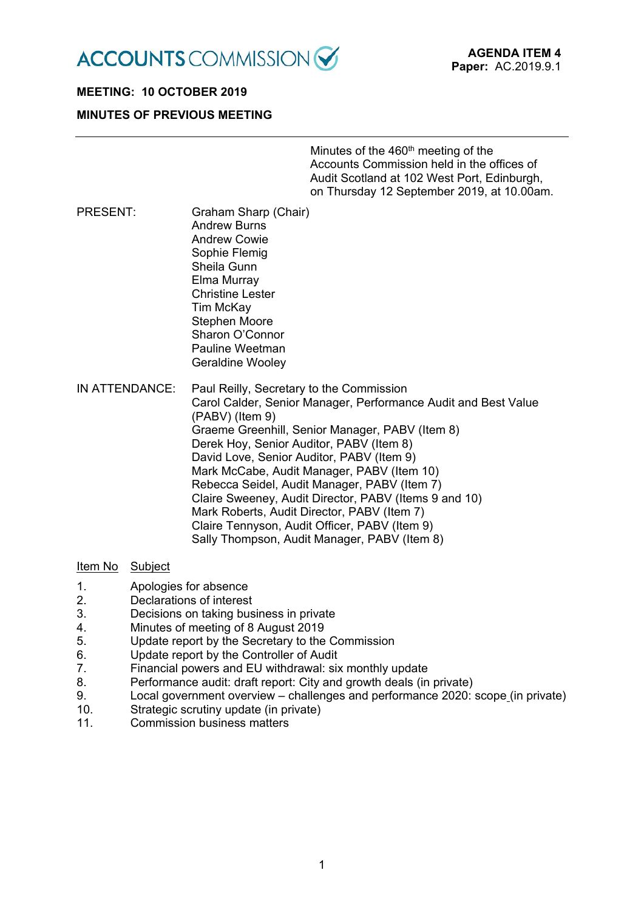ACCOUNTS COMMISSION

**AGENDA ITEM 4**
**Paper:** AC.2019.9.1

**MEETING: 10 OCTOBER 2019**

**MINUTES OF PREVIOUS MEETING**

---

Minutes of the 460th meeting of the Accounts Commission held in the offices of Audit Scotland at 102 West Port, Edinburgh, on Thursday 12 September 2019, at 10.00am.

PRESENT:

Graham Sharp (Chair)
Andrew Burns
Andrew Cowie
Sophie Flemig
Sheila Gunn
Elma Murray
Christine Lester
Tim McKay
Stephen Moore
Sharon O'Connor
Pauline Weetman
Geraldine Wooley

IN ATTENDANCE:

Paul Reilly, Secretary to the Commission
Carol Calder, Senior Manager, Performance Audit and Best Value (PABV) (Item 9)
Graeme Greenhill, Senior Manager, PABV (Item 8)
Derek Hoy, Senior Auditor, PABV (Item 8)
David Love, Senior Auditor, PABV (Item 9)
Mark McCabe, Audit Manager, PABV (Item 10)
Rebecca Seidel, Audit Manager, PABV (Item 7)
Claire Sweeney, Audit Director, PABV (Items 9 and 10)
Mark Roberts, Audit Director, PABV (Item 7)
Claire Tennyson, Audit Officer, PABV (Item 9)
Sally Thompson, Audit Manager, PABV (Item 8)

| Item No | Subject |
|---|---|
| 1. | Apologies for absence |
| 2. | Declarations of interest |
| 3. | Decisions on taking business in private |
| 4. | Minutes of meeting of 8 August 2019 |
| 5. | Update report by the Secretary to the Commission |
| 6. | Update report by the Controller of Audit |
| 7. | Financial powers and EU withdrawal: six monthly update |
| 8. | Performance audit: draft report: City and growth deals (in private) |
| 9. | Local government overview – challenges and performance 2020: scope (in private) |
| 10. | Strategic scrutiny update (in private) |
| 11. | Commission business matters |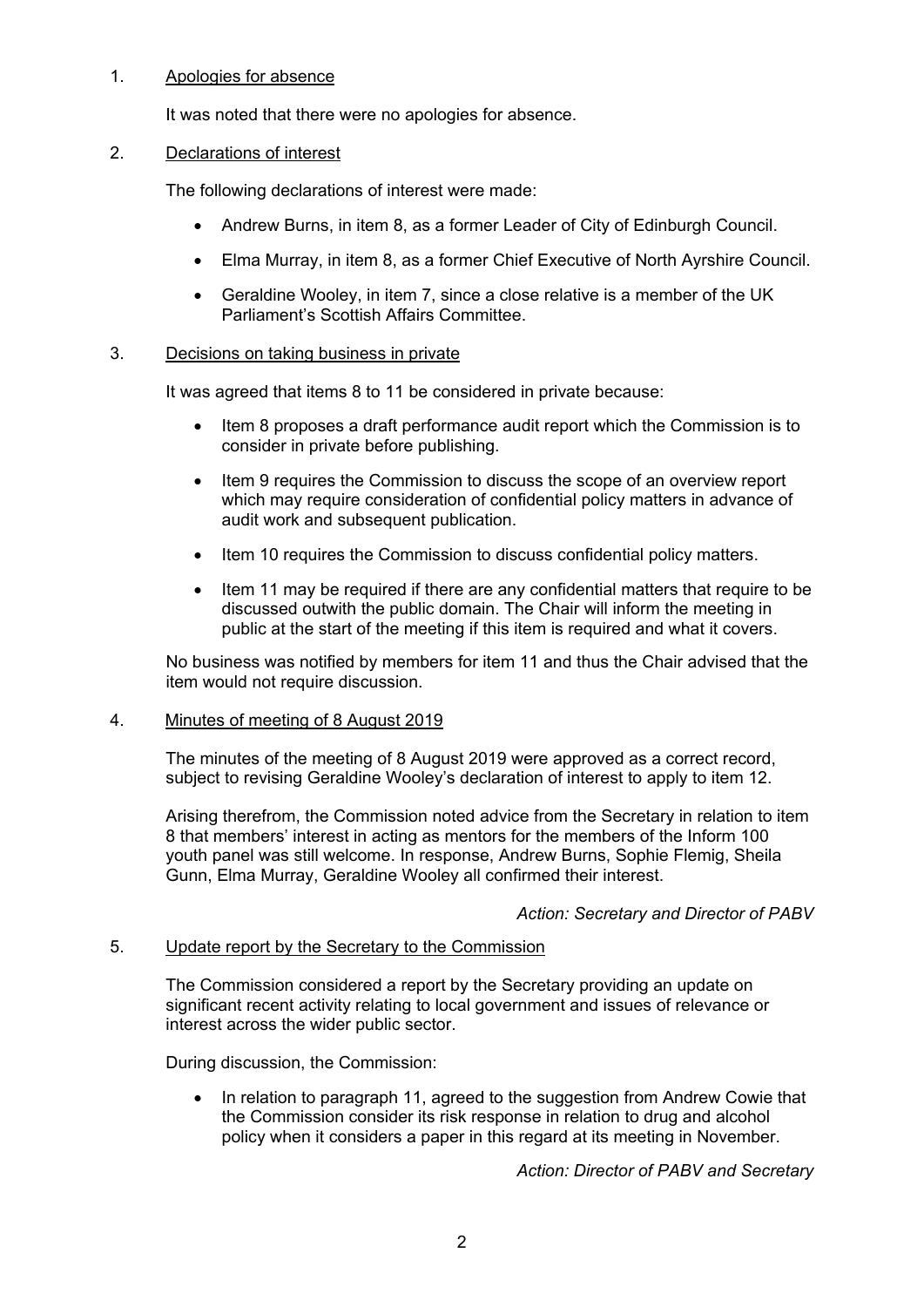1. Apologies for absence

   It was noted that there were no apologies for absence.

2. Declarations of interest

   The following declarations of interest were made:

   - Andrew Burns, in item 8, as a former Leader of City of Edinburgh Council.
   - Elma Murray, in item 8, as a former Chief Executive of North Ayrshire Council.
   - Geraldine Wooley, in item 7, since a close relative is a member of the UK Parliament's Scottish Affairs Committee.

3. Decisions on taking business in private

   It was agreed that items 8 to 11 be considered in private because:

   - Item 8 proposes a draft performance audit report which the Commission is to consider in private before publishing.
   - Item 9 requires the Commission to discuss the scope of an overview report which may require consideration of confidential policy matters in advance of audit work and subsequent publication.
   - Item 10 requires the Commission to discuss confidential policy matters.
   - Item 11 may be required if there are any confidential matters that require to be discussed outwith the public domain. The Chair will inform the meeting in public at the start of the meeting if this item is required and what it covers.

   No business was notified by members for item 11 and thus the Chair advised that the item would not require discussion.

4. Minutes of meeting of 8 August 2019

   The minutes of the meeting of 8 August 2019 were approved as a correct record, subject to revising Geraldine Wooley's declaration of interest to apply to item 12.

   Arising therefrom, the Commission noted advice from the Secretary in relation to item 8 that members' interest in acting as mentors for the members of the Inform 100 youth panel was still welcome. In response, Andrew Burns, Sophie Flemig, Sheila Gunn, Elma Murray, Geraldine Wooley all confirmed their interest.

   *Action: Secretary and Director of PABV*

5. Update report by the Secretary to the Commission

   The Commission considered a report by the Secretary providing an update on significant recent activity relating to local government and issues of relevance or interest across the wider public sector.

   During discussion, the Commission:

   - In relation to paragraph 11, agreed to the suggestion from Andrew Cowie that the Commission consider its risk response in relation to drug and alcohol policy when it considers a paper in this regard at its meeting in November.

   *Action: Director of PABV and Secretary*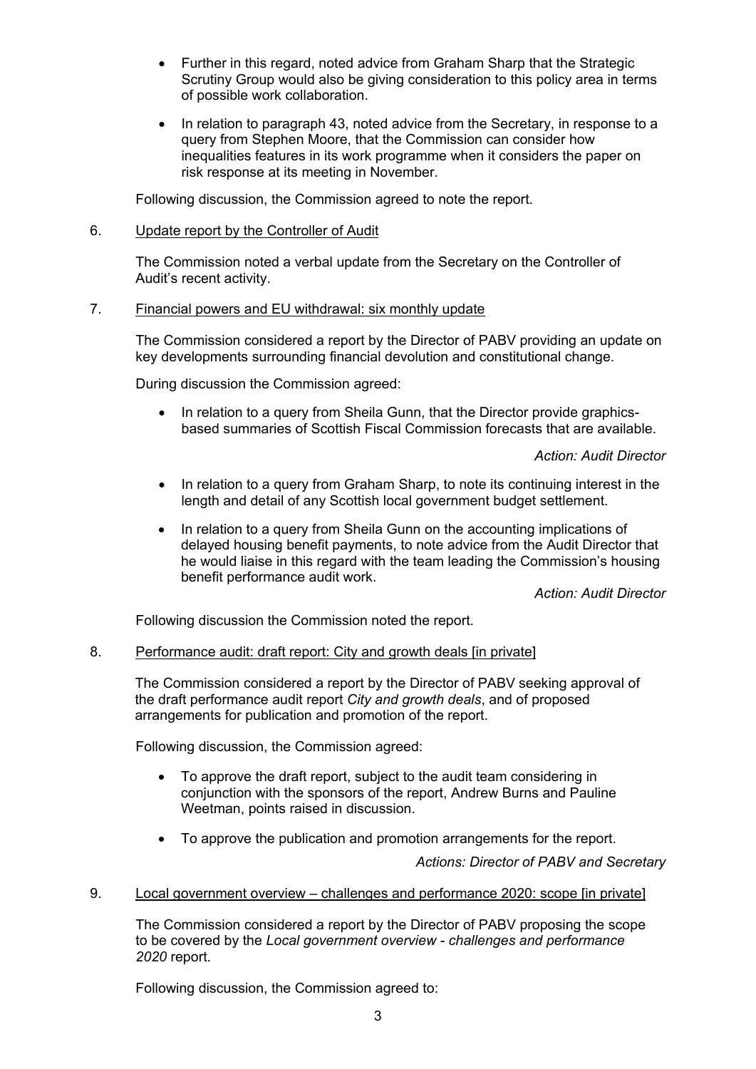- Further in this regard, noted advice from Graham Sharp that the Strategic Scrutiny Group would also be giving consideration to this policy area in terms of possible work collaboration.
- In relation to paragraph 43, noted advice from the Secretary, in response to a query from Stephen Moore, that the Commission can consider how inequalities features in its work programme when it considers the paper on risk response at its meeting in November.

Following discussion, the Commission agreed to note the report.

6. Update report by the Controller of Audit

The Commission noted a verbal update from the Secretary on the Controller of Audit's recent activity.

7. Financial powers and EU withdrawal: six monthly update

The Commission considered a report by the Director of PABV providing an update on key developments surrounding financial devolution and constitutional change.

During discussion the Commission agreed:

- In relation to a query from Sheila Gunn, that the Director provide graphics-based summaries of Scottish Fiscal Commission forecasts that are available.

*Action: Audit Director*

- In relation to a query from Graham Sharp, to note its continuing interest in the length and detail of any Scottish local government budget settlement.
- In relation to a query from Sheila Gunn on the accounting implications of delayed housing benefit payments, to note advice from the Audit Director that he would liaise in this regard with the team leading the Commission's housing benefit performance audit work.

*Action: Audit Director*

Following discussion the Commission noted the report.

8. Performance audit: draft report: City and growth deals [in private]

The Commission considered a report by the Director of PABV seeking approval of the draft performance audit report *City and growth deals*, and of proposed arrangements for publication and promotion of the report.

Following discussion, the Commission agreed:

- To approve the draft report, subject to the audit team considering in conjunction with the sponsors of the report, Andrew Burns and Pauline Weetman, points raised in discussion.
- To approve the publication and promotion arrangements for the report.

*Actions: Director of PABV and Secretary*

9. Local government overview – challenges and performance 2020: scope [in private]

The Commission considered a report by the Director of PABV proposing the scope to be covered by the *Local government overview - challenges and performance 2020* report.

Following discussion, the Commission agreed to: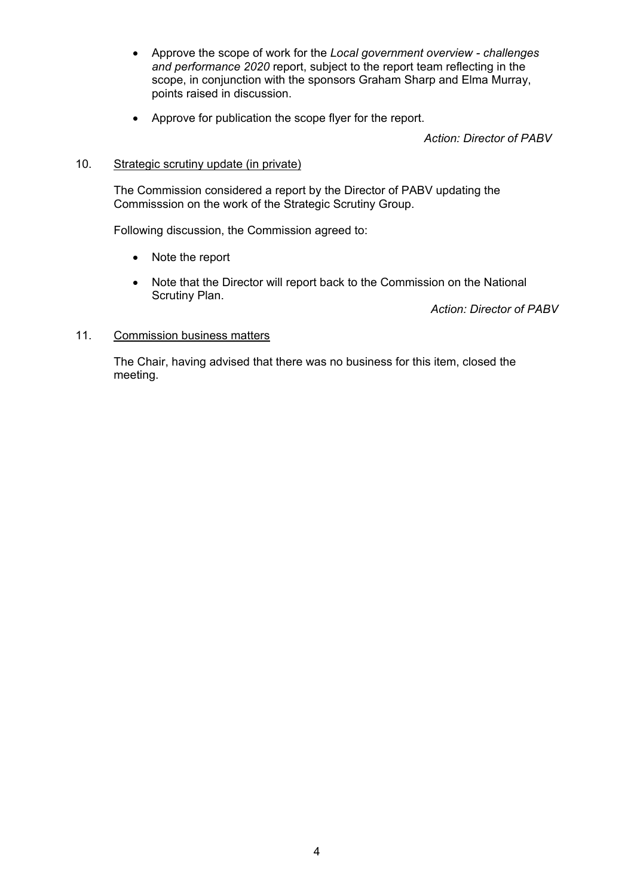- Approve the scope of work for the *Local government overview - challenges and performance 2020* report, subject to the report team reflecting in the scope, in conjunction with the sponsors Graham Sharp and Elma Murray, points raised in discussion.

- Approve for publication the scope flyer for the report.

*Action: Director of PABV*

10. Strategic scrutiny update (in private)

The Commission considered a report by the Director of PABV updating the Commisssion on the work of the Strategic Scrutiny Group.

Following discussion, the Commission agreed to:

- Note the report

- Note that the Director will report back to the Commission on the National Scrutiny Plan.

*Action: Director of PABV*

11. Commission business matters

The Chair, having advised that there was no business for this item, closed the meeting.